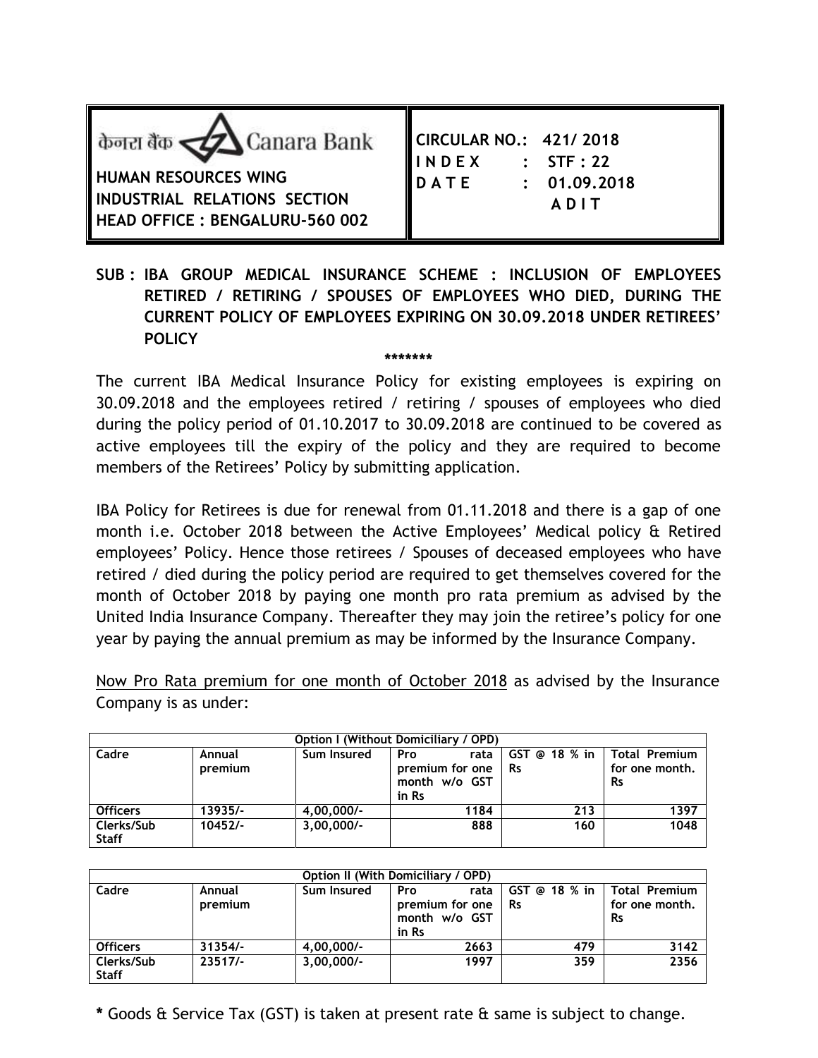केनरा बैंक Canara Bank

**HUMAN RESOURCES WING**
**INDUSTRIAL RELATIONS SECTION**
**HEAD OFFICE : BENGALURU-560 002**

**CIRCULAR NO.: 421/ 2018**
**I N D E X : STF : 22**
**D A T E : 01.09.2018**
**A D I T**

**SUB : IBA GROUP MEDICAL INSURANCE SCHEME : INCLUSION OF EMPLOYEES RETIRED / RETIRING / SPOUSES OF EMPLOYEES WHO DIED, DURING THE CURRENT POLICY OF EMPLOYEES EXPIRING ON 30.09.2018 UNDER RETIREES' POLICY**

*******

The current IBA Medical Insurance Policy for existing employees is expiring on 30.09.2018 and the employees retired / retiring / spouses of employees who died during the policy period of 01.10.2017 to 30.09.2018 are continued to be covered as active employees till the expiry of the policy and they are required to become members of the Retirees' Policy by submitting application.

IBA Policy for Retirees is due for renewal from 01.11.2018 and there is a gap of one month i.e. October 2018 between the Active Employees' Medical policy & Retired employees' Policy. Hence those retirees / Spouses of deceased employees who have retired / died during the policy period are required to get themselves covered for the month of October 2018 by paying one month pro rata premium as advised by the United India Insurance Company. Thereafter they may join the retiree's policy for one year by paying the annual premium as may be informed by the Insurance Company.

Now Pro Rata premium for one month of October 2018 as advised by the Insurance Company is as under:

| Option I (Without Domiciliary / OPD) | | | | | |
|---|---|---|---|---|---|
| **Cadre** | **Annual premium** | **Sum Insured** | **Pro rata premium for one month w/o GST in Rs** | **GST @ 18 % in Rs** | **Total Premium for one month. Rs** |
| **Officers** | 13935/- | 4,00,000/- | 1184 | 213 | 1397 |
| **Clerks/Sub Staff** | 10452/- | 3,00,000/- | 888 | 160 | 1048 |

| Option II (With Domiciliary / OPD) | | | | | |
|---|---|---|---|---|---|
| **Cadre** | **Annual premium** | **Sum Insured** | **Pro rata premium for one month w/o GST in Rs** | **GST @ 18 % in Rs** | **Total Premium for one month. Rs** |
| **Officers** | 31354/- | 4,00,000/- | 2663 | 479 | 3142 |
| **Clerks/Sub Staff** | 23517/- | 3,00,000/- | 1997 | 359 | 2356 |

**\*** Goods & Service Tax (GST) is taken at present rate & same is subject to change.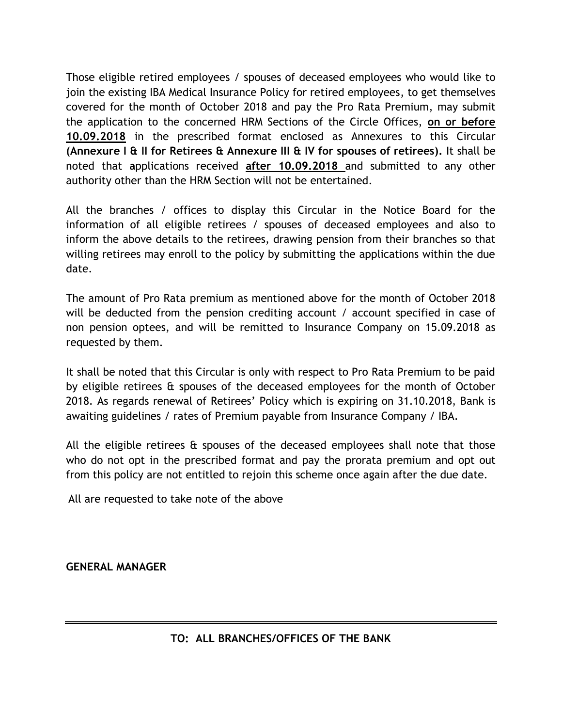Those eligible retired employees / spouses of deceased employees who would like to join the existing IBA Medical Insurance Policy for retired employees, to get themselves covered for the month of October 2018 and pay the Pro Rata Premium, may submit the application to the concerned HRM Sections of the Circle Offices, **on or before 10.09.2018** in the prescribed format enclosed as Annexures to this Circular **(Annexure I & II for Retirees & Annexure III & IV for spouses of retirees).** It shall be noted that **a**pplications received **after 10.09.2018** and submitted to any other authority other than the HRM Section will not be entertained.

All the branches / offices to display this Circular in the Notice Board for the information of all eligible retirees / spouses of deceased employees and also to inform the above details to the retirees, drawing pension from their branches so that willing retirees may enroll to the policy by submitting the applications within the due date.

The amount of Pro Rata premium as mentioned above for the month of October 2018 will be deducted from the pension crediting account / account specified in case of non pension optees, and will be remitted to Insurance Company on 15.09.2018 as requested by them.

It shall be noted that this Circular is only with respect to Pro Rata Premium to be paid by eligible retirees & spouses of the deceased employees for the month of October 2018. As regards renewal of Retirees' Policy which is expiring on 31.10.2018, Bank is awaiting guidelines / rates of Premium payable from Insurance Company / IBA.

All the eligible retirees & spouses of the deceased employees shall note that those who do not opt in the prescribed format and pay the prorata premium and opt out from this policy are not entitled to rejoin this scheme once again after the due date.

All are requested to take note of the above

**GENERAL MANAGER**

---

**TO: ALL BRANCHES/OFFICES OF THE BANK**